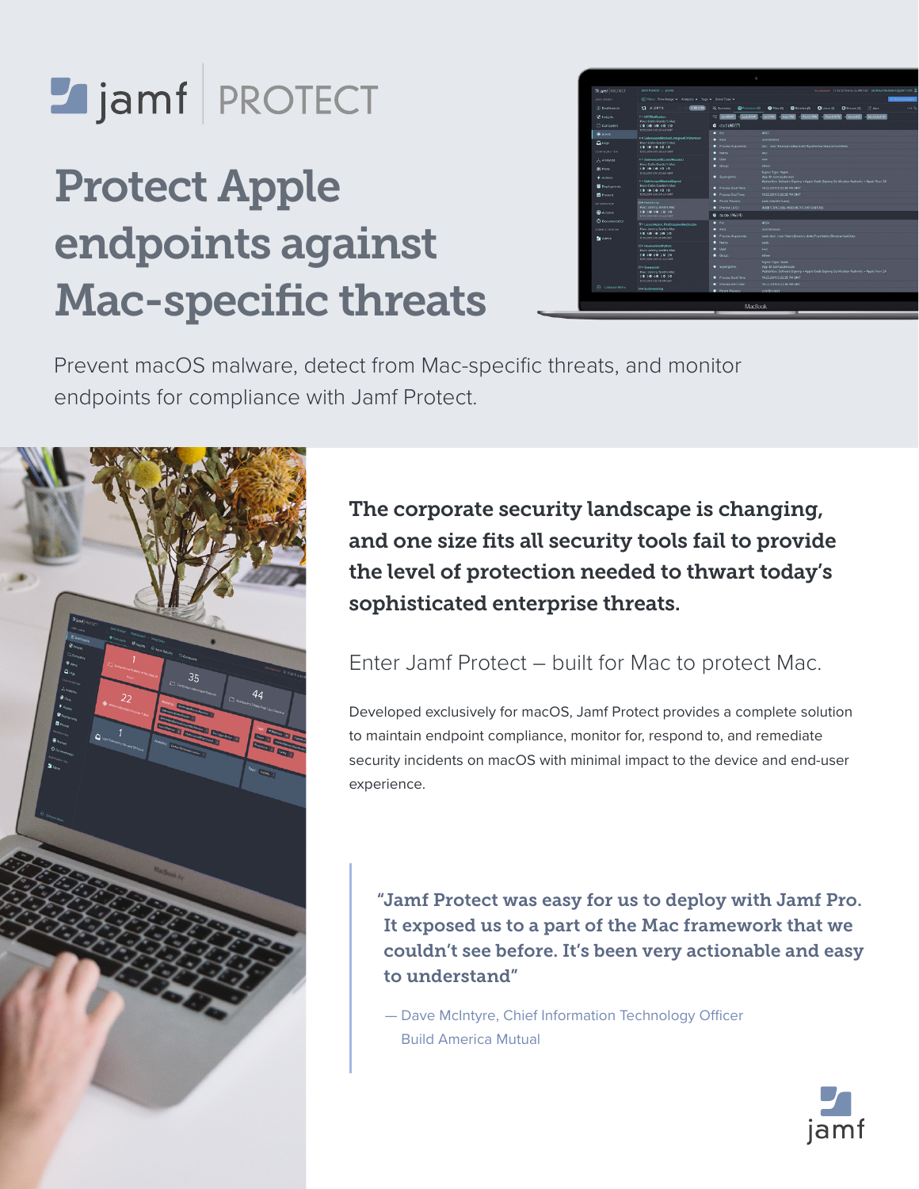jamf | PROTECT

# Protect Apple endpoints against Mac-specific threats

Prevent macOS malware, detect from Mac-specific threats, and monitor endpoints for compliance with Jamf Protect.

**The corporate security landscape is changing, and one size fits all security tools fail to provide the level of protection needed to thwart today's sophisticated enterprise threats.**

Enter Jamf Protect – built for Mac to protect Mac.

Developed exclusively for macOS, Jamf Protect provides a complete solution to maintain endpoint compliance, monitor for, respond to, and remediate security incidents on macOS with minimal impact to the device and end-user experience.

> "Jamf Protect was easy for us to deploy with Jamf Pro. It exposed us to a part of the Mac framework that we couldn't see before. It's been very actionable and easy to understand"
>
> — Dave McIntyre, Chief Information Technology Officer
> Build America Mutual

jamf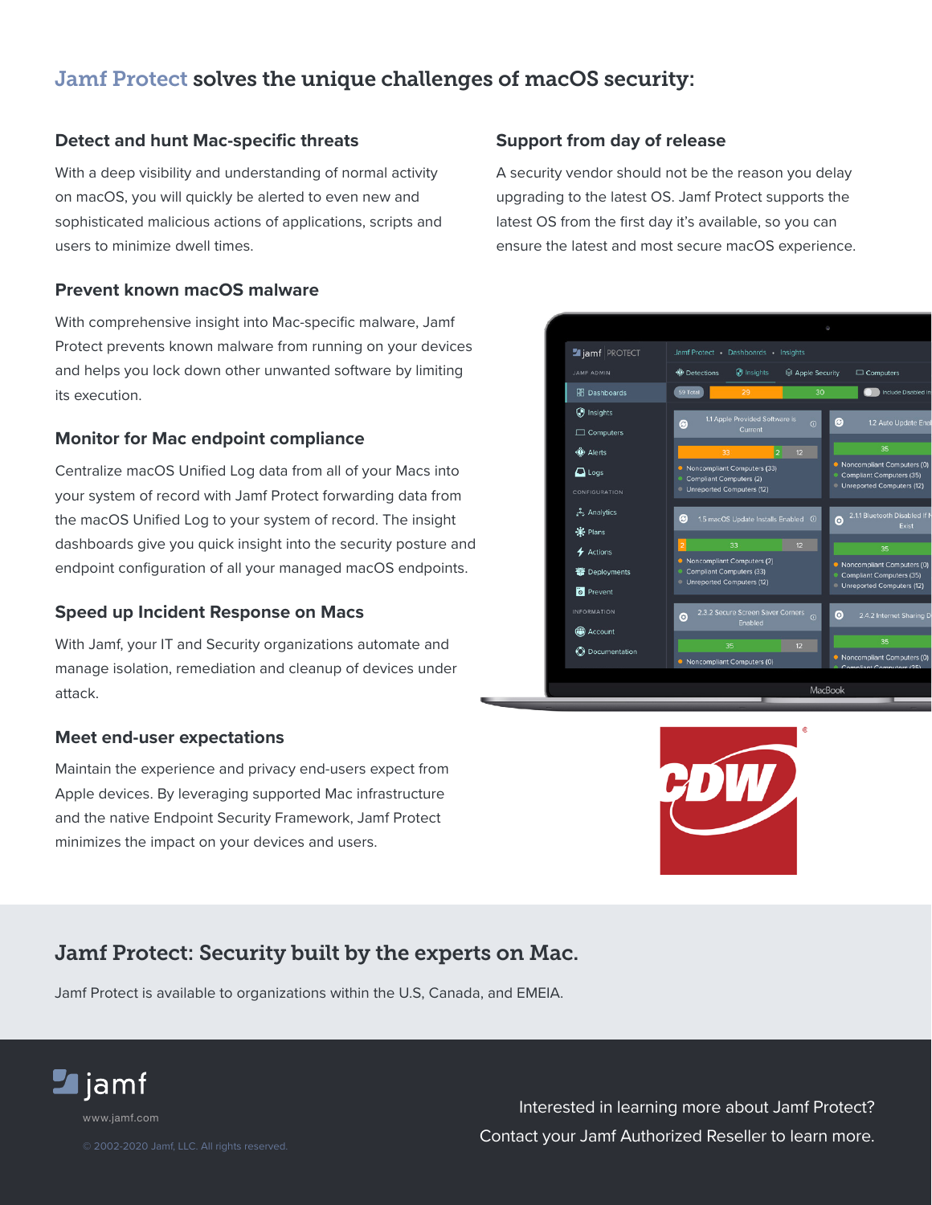# Jamf Protect solves the unique challenges of macOS security:

### Detect and hunt Mac-specific threats

With a deep visibility and understanding of normal activity on macOS, you will quickly be alerted to even new and sophisticated malicious actions of applications, scripts and users to minimize dwell times.

### Prevent known macOS malware

With comprehensive insight into Mac-specific malware, Jamf Protect prevents known malware from running on your devices and helps you lock down other unwanted software by limiting its execution.

### Monitor for Mac endpoint compliance

Centralize macOS Unified Log data from all of your Macs into your system of record with Jamf Protect forwarding data from the macOS Unified Log to your system of record. The insight dashboards give you quick insight into the security posture and endpoint configuration of all your managed macOS endpoints.

### Speed up Incident Response on Macs

With Jamf, your IT and Security organizations automate and manage isolation, remediation and cleanup of devices under attack.

### Meet end-user expectations

Maintain the experience and privacy end-users expect from Apple devices. By leveraging supported Mac infrastructure and the native Endpoint Security Framework, Jamf Protect minimizes the impact on your devices and users.

### Support from day of release

A security vendor should not be the reason you delay upgrading to the latest OS. Jamf Protect supports the latest OS from the first day it's available, so you can ensure the latest and most secure macOS experience.

## Jamf Protect: Security built by the experts on Mac.

Jamf Protect is available to organizations within the U.S, Canada, and EMEIA.

jamf

www.jamf.com

© 2002-2020 Jamf, LLC. All rights reserved.

Interested in learning more about Jamf Protect? Contact your Jamf Authorized Reseller to learn more.